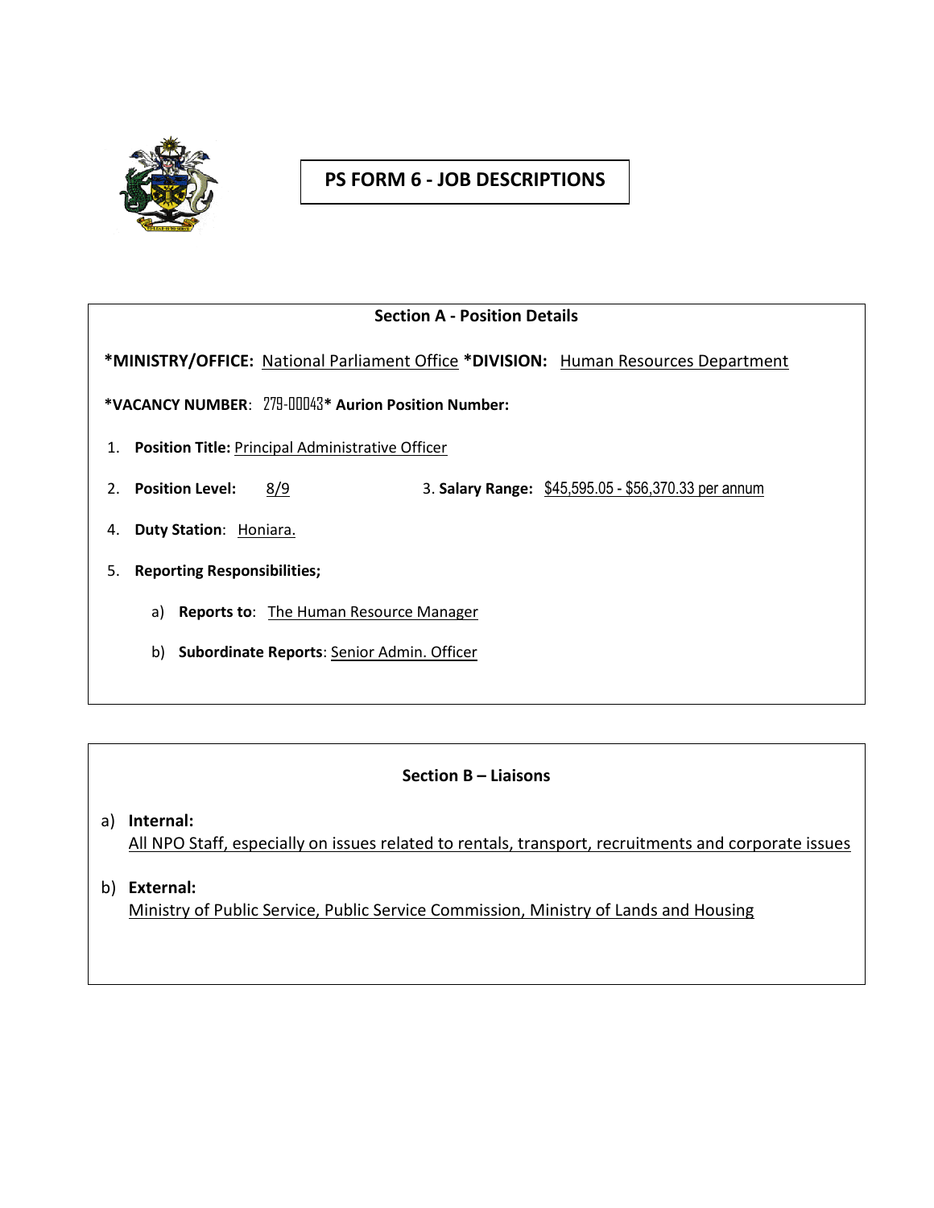# PS FORM 6 - JOB DESCRIPTIONS

## Section A - Position Details

**\*MINISTRY/OFFICE:** National Parliament Office **\*DIVISION:** Human Resources Department

**\*VACANCY NUMBER**: 279-00043**\* Aurion Position Number:**

1. **Position Title:** Principal Administrative Officer
2. **Position Level:** 8/9 3. **Salary Range:** $45,595.05 - $56,370.33 per annum
4. **Duty Station**: Honiara.
5. **Reporting Responsibilities;**
   a) **Reports to**: The Human Resource Manager
   b) **Subordinate Reports**: Senior Admin. Officer

## Section B – Liaisons

a) **Internal:**
All NPO Staff, especially on issues related to rentals, transport, recruitments and corporate issues

b) **External:**
Ministry of Public Service, Public Service Commission, Ministry of Lands and Housing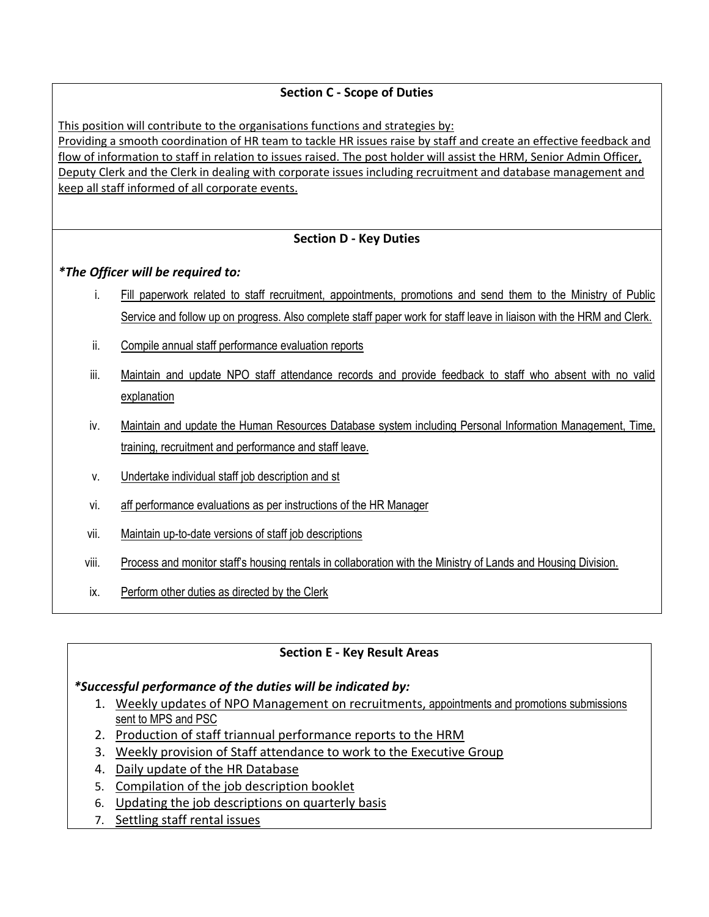## Section C - Scope of Duties

This position will contribute to the organisations functions and strategies by:
Providing a smooth coordination of HR team to tackle HR issues raise by staff and create an effective feedback and flow of information to staff in relation to issues raised. The post holder will assist the HRM, Senior Admin Officer, Deputy Clerk and the Clerk in dealing with corporate issues including recruitment and database management and keep all staff informed of all corporate events.

## Section D - Key Duties

***The Officer will be required to:***

i. Fill paperwork related to staff recruitment, appointments, promotions and send them to the Ministry of Public Service and follow up on progress. Also complete staff paper work for staff leave in liaison with the HRM and Clerk.

ii. Compile annual staff performance evaluation reports

iii. Maintain and update NPO staff attendance records and provide feedback to staff who absent with no valid explanation

iv. Maintain and update the Human Resources Database system including Personal Information Management, Time, training, recruitment and performance and staff leave.

v. Undertake individual staff job description and st

vi. aff performance evaluations as per instructions of the HR Manager

vii. Maintain up-to-date versions of staff job descriptions

viii. Process and monitor staff's housing rentals in collaboration with the Ministry of Lands and Housing Division.

ix. Perform other duties as directed by the Clerk

## Section E - Key Result Areas

***Successful performance of the duties will be indicated by:***

1. Weekly updates of NPO Management on recruitments, appointments and promotions submissions sent to MPS and PSC
2. Production of staff triannual performance reports to the HRM
3. Weekly provision of Staff attendance to work to the Executive Group
4. Daily update of the HR Database
5. Compilation of the job description booklet
6. Updating the job descriptions on quarterly basis
7. Settling staff rental issues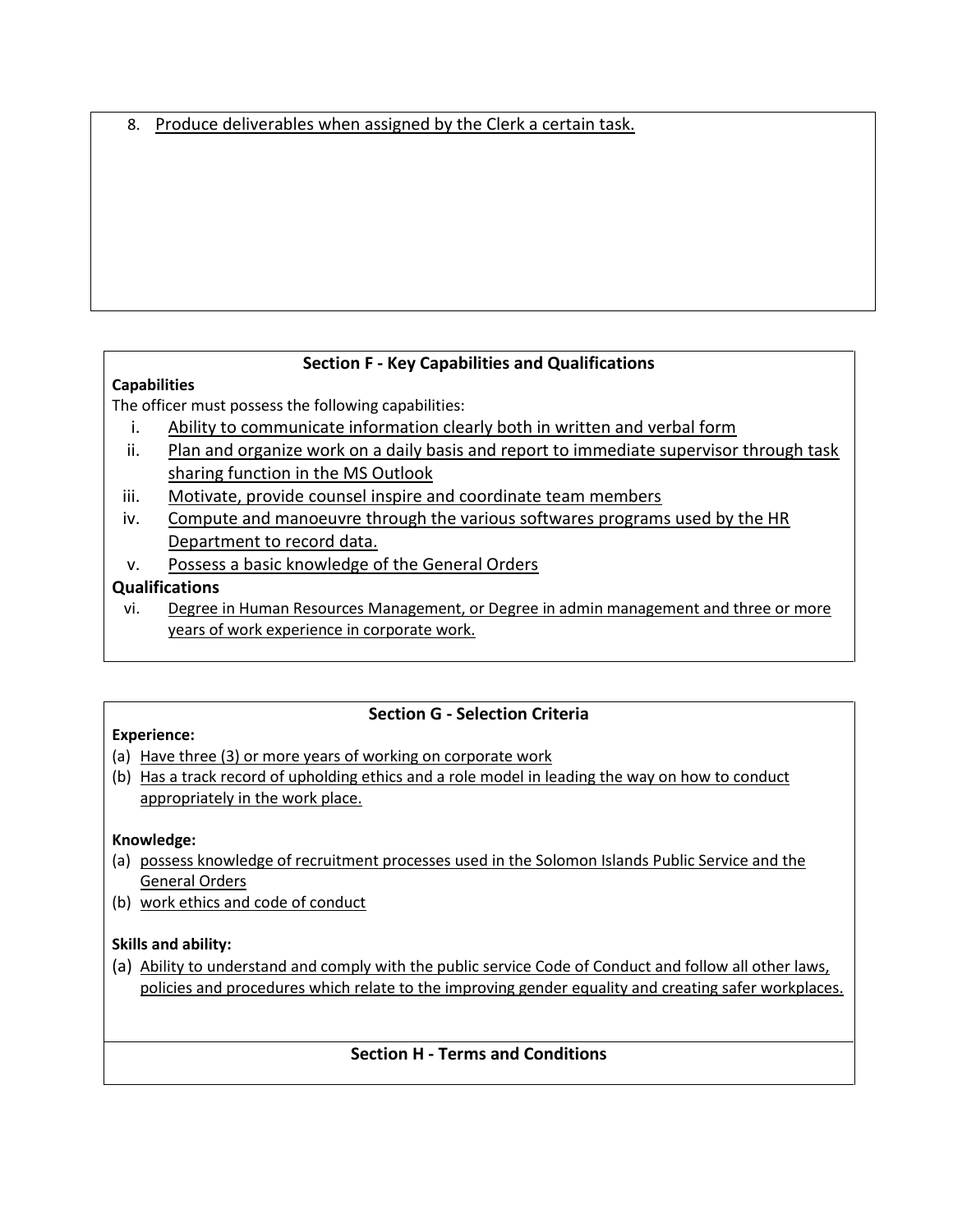8. Produce deliverables when assigned by the Clerk a certain task.

## Section F - Key Capabilities and Qualifications

**Capabilities**

The officer must possess the following capabilities:

i. Ability to communicate information clearly both in written and verbal form
ii. Plan and organize work on a daily basis and report to immediate supervisor through task sharing function in the MS Outlook
iii. Motivate, provide counsel inspire and coordinate team members
iv. Compute and manoeuvre through the various softwares programs used by the HR Department to record data.
v. Possess a basic knowledge of the General Orders

**Qualifications**

vi. Degree in Human Resources Management, or Degree in admin management and three or more years of work experience in corporate work.

## Section G - Selection Criteria

**Experience:**

(a) Have three (3) or more years of working on corporate work
(b) Has a track record of upholding ethics and a role model in leading the way on how to conduct appropriately in the work place.

**Knowledge:**

(a) possess knowledge of recruitment processes used in the Solomon Islands Public Service and the General Orders
(b) work ethics and code of conduct

**Skills and ability:**

(a) Ability to understand and comply with the public service Code of Conduct and follow all other laws, policies and procedures which relate to the improving gender equality and creating safer workplaces.

## Section H - Terms and Conditions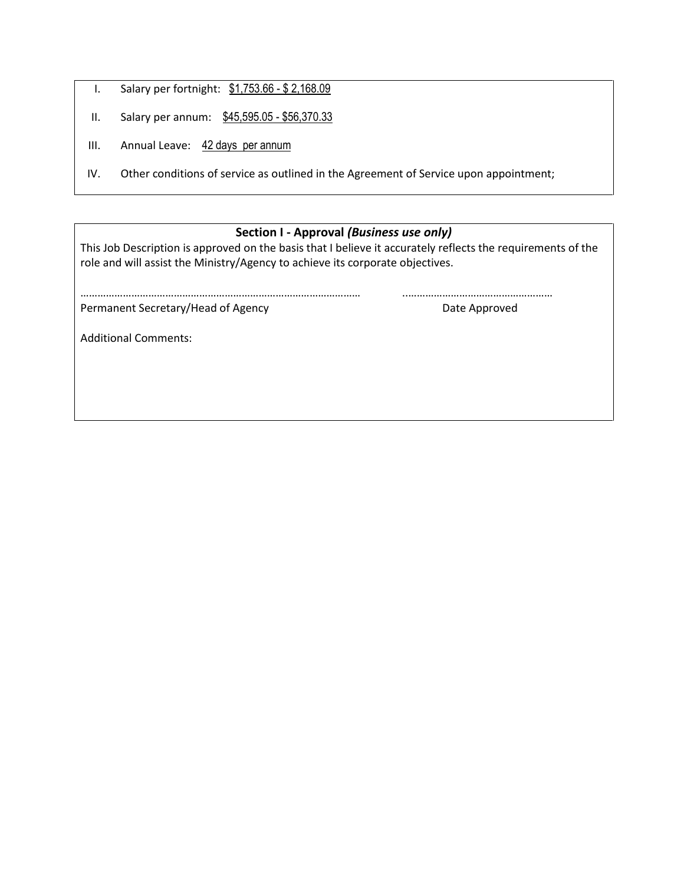I. Salary per fortnight: $1,753.66 - $ 2,168.09

II. Salary per annum: $45,595.05 - $56,370.33

III. Annual Leave: 42 days per annum

IV. Other conditions of service as outlined in the Agreement of Service upon appointment;

## Section I - Approval *(Business use only)*

This Job Description is approved on the basis that I believe it accurately reflects the requirements of the role and will assist the Ministry/Agency to achieve its corporate objectives.

……………………………………………………………………………………… ……………………………………………

Permanent Secretary/Head of Agency Date Approved

Additional Comments: